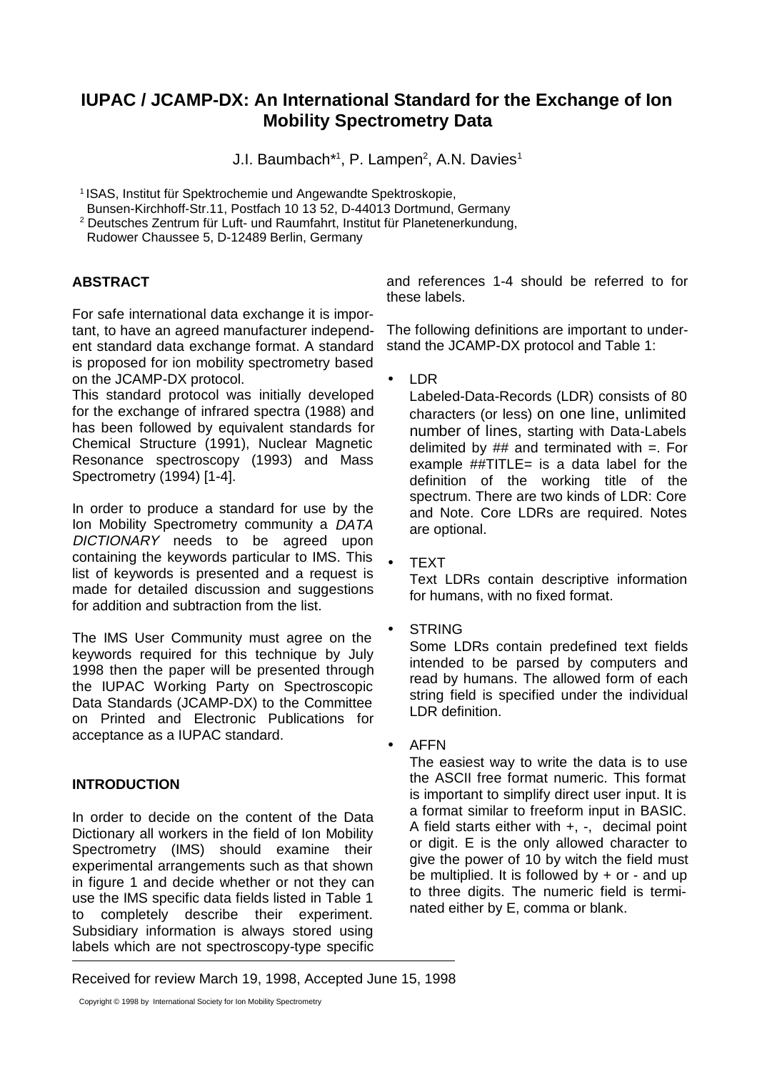# IUPAC / JCAMP-DX: An International Standard for the Exchange of Ion Mobility Spectrometry Data

J.I. Baumbach*[1], P. Lampen[2], A.N. Davies[1]

[1] ISAS, Institut für Spektrochemie und Angewandte Spektroskopie, Bunsen-Kirchhoff-Str.11, Postfach 10 13 52, D-44013 Dortmund, Germany
[2] Deutsches Zentrum für Luft- und Raumfahrt, Institut für Planetenerkundung, Rudower Chaussee 5, D-12489 Berlin, Germany

## ABSTRACT

For safe international data exchange it is important, to have an agreed manufacturer independent standard data exchange format. A standard is proposed for ion mobility spectrometry based on the JCAMP-DX protocol.
This standard protocol was initially developed for the exchange of infrared spectra (1988) and has been followed by equivalent standards for Chemical Structure (1991), Nuclear Magnetic Resonance spectroscopy (1993) and Mass Spectrometry (1994) [1-4].

In order to produce a standard for use by the Ion Mobility Spectrometry community a *DATA DICTIONARY* needs to be agreed upon containing the keywords particular to IMS. This list of keywords is presented and a request is made for detailed discussion and suggestions for addition and subtraction from the list.

The IMS User Community must agree on the keywords required for this technique by July 1998 then the paper will be presented through the IUPAC Working Party on Spectroscopic Data Standards (JCAMP-DX) to the Committee on Printed and Electronic Publications for acceptance as a IUPAC standard.

## INTRODUCTION

In order to decide on the content of the Data Dictionary all workers in the field of Ion Mobility Spectrometry (IMS) should examine their experimental arrangements such as that shown in figure 1 and decide whether or not they can use the IMS specific data fields listed in Table 1 to completely describe their experiment. Subsidiary information is always stored using labels which are not spectroscopy-type specific and references 1-4 should be referred to for these labels.

The following definitions are important to understand the JCAMP-DX protocol and Table 1:

- LDR
  Labeled-Data-Records (LDR) consists of 80 characters (or less) on one line, unlimited number of lines, starting with Data-Labels delimited by ## and terminated with =. For example ##TITLE= is a data label for the definition of the working title of the spectrum. There are two kinds of LDR: Core and Note. Core LDRs are required. Notes are optional.

- TEXT
  Text LDRs contain descriptive information for humans, with no fixed format.

- STRING
  Some LDRs contain predefined text fields intended to be parsed by computers and read by humans. The allowed form of each string field is specified under the individual LDR definition.

- AFFN
  The easiest way to write the data is to use the ASCII free format numeric. This format is important to simplify direct user input. It is a format similar to freeform input in BASIC. A field starts either with +, -, decimal point or digit. E is the only allowed character to give the power of 10 by witch the field must be multiplied. It is followed by + or - and up to three digits. The numeric field is terminated either by E, comma or blank.

Received for review March 19, 1998, Accepted June 15, 1998

Copyright © 1998 by International Society for Ion Mobility Spectrometry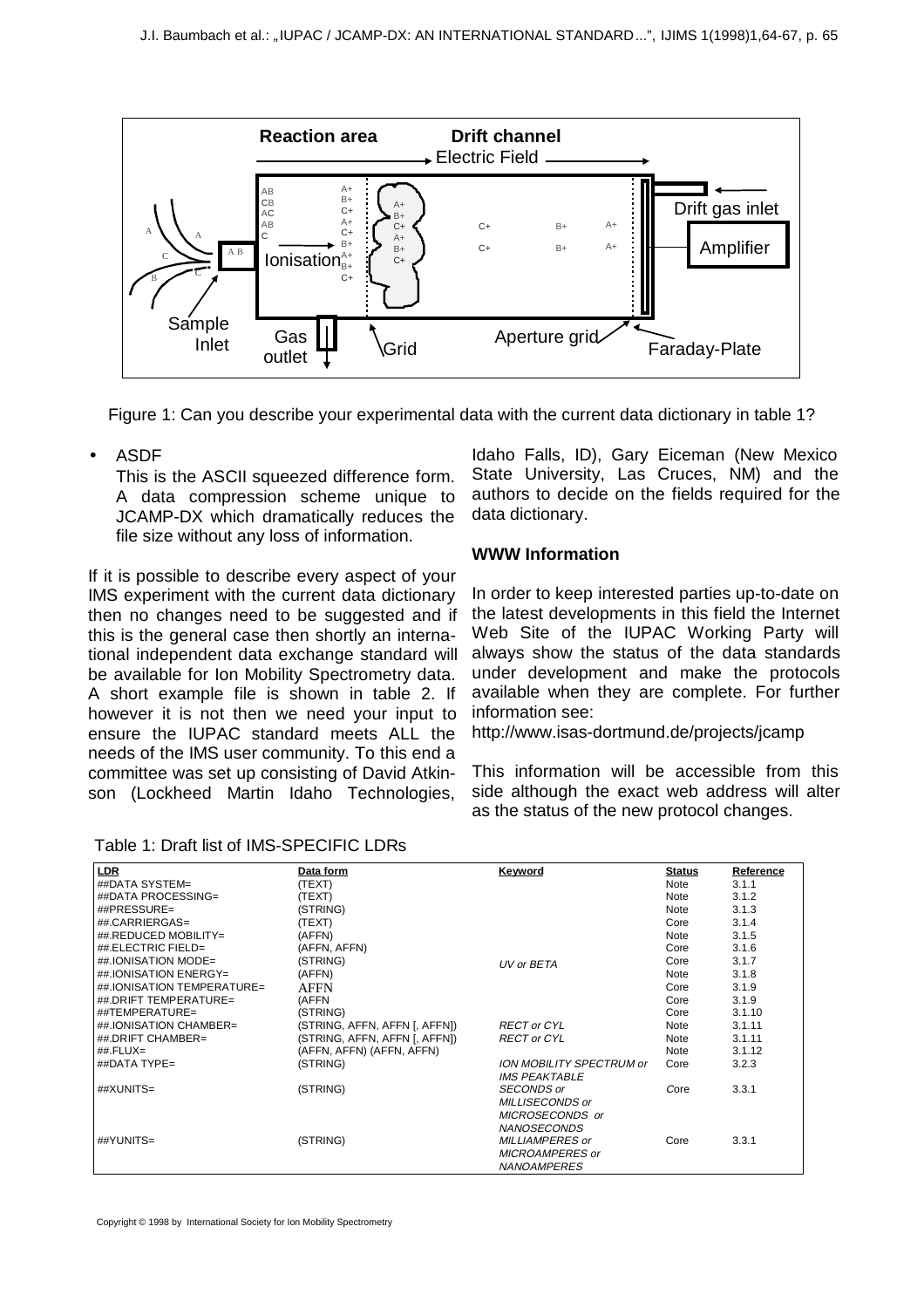Figure 1: Can you describe your experimental data with the current data dictionary in table 1?

- ASDF
  This is the ASCII squeezed difference form. A data compression scheme unique to JCAMP-DX which dramatically reduces the file size without any loss of information.

If it is possible to describe every aspect of your IMS experiment with the current data dictionary then no changes need to be suggested and if this is the general case then shortly an international independent data exchange standard will be available for Ion Mobility Spectrometry data. A short example file is shown in table 2. If however it is not then we need your input to ensure the IUPAC standard meets ALL the needs of the IMS user community. To this end a committee was set up consisting of David Atkinson (Lockheed Martin Idaho Technologies, Idaho Falls, ID), Gary Eiceman (New Mexico State University, Las Cruces, NM) and the authors to decide on the fields required for the data dictionary.

### WWW Information

In order to keep interested parties up-to-date on the latest developments in this field the Internet Web Site of the IUPAC Working Party will always show the status of the data standards under development and make the protocols available when they are complete. For further information see:

http://www.isas-dortmund.de/projects/jcamp

This information will be accessible from this side although the exact web address will alter as the status of the new protocol changes.

Table 1: Draft list of IMS-SPECIFIC LDRs

| LDR | Data form | Keyword | Status | Reference |
|---|---|---|---|---|
| ##DATA SYSTEM= | (TEXT) | | Note | 3.1.1 |
| ##DATA PROCESSING= | (TEXT) | | Note | 3.1.2 |
| ##PRESSURE= | (STRING) | | Note | 3.1.3 |
| ##.CARRIERGAS= | (TEXT) | | Core | 3.1.4 |
| ##.REDUCED MOBILITY= | (AFFN) | | Note | 3.1.5 |
| ##.ELECTRIC FIELD= | (AFFN, AFFN) | | Core | 3.1.6 |
| ##.IONISATION MODE= | (STRING) | *UV or BETA* | Core | 3.1.7 |
| ##.IONISATION ENERGY= | (AFFN) | | Note | 3.1.8 |
| ##.IONISATION TEMPERATURE= | AFFN | | Core | 3.1.9 |
| ##.DRIFT TEMPERATURE= | (AFFN | | Core | 3.1.9 |
| ##TEMPERATURE= | (STRING) | | Core | 3.1.10 |
| ##.IONISATION CHAMBER= | (STRING, AFFN, AFFN [, AFFN]) | *RECT or CYL* | Note | 3.1.11 |
| ##.DRIFT CHAMBER= | (STRING, AFFN, AFFN [, AFFN]) | *RECT or CYL* | Note | 3.1.11 |
| ##.FLUX= | (AFFN, AFFN) (AFFN, AFFN) | | Note | 3.1.12 |
| ##DATA TYPE= | (STRING) | *ION MOBILITY SPECTRUM or IMS PEAKTABLE* | Core | 3.2.3 |
| ##XUNITS= | (STRING) | *SECONDS or MILLISECONDS or MICROSECONDS or NANOSECONDS* | Core | 3.3.1 |
| ##YUNITS= | (STRING) | *MILLIAMPERES or MICROAMPERES or NANOAMPERES* | Core | 3.3.1 |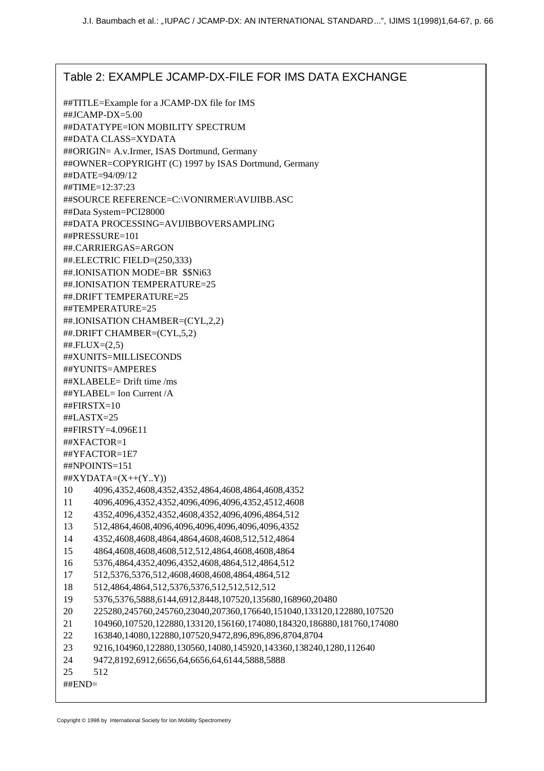## Table 2: EXAMPLE JCAMP-DX-FILE FOR IMS DATA EXCHANGE

```
##TITLE=Example for a JCAMP-DX file for IMS
##JCAMP-DX=5.00
##DATATYPE=ION MOBILITY SPECTRUM
##DATA CLASS=XYDATA
##ORIGIN= A.v.Irmer, ISAS Dortmund, Germany
##OWNER=COPYRIGHT (C) 1997 by ISAS Dortmund, Germany
##DATE=94/09/12
##TIME=12:37:23
##SOURCE REFERENCE=C:\VONIRMER\AVIJIBB.ASC
##Data System=PCI28000
##DATA PROCESSING=AVIJIBBOVERSAMPLING
##PRESSURE=101
##.CARRIERGAS=ARGON
##.ELECTRIC FIELD=(250,333)
##.IONISATION MODE=BR  $$Ni63
##.IONISATION TEMPERATURE=25
##.DRIFT TEMPERATURE=25
##TEMPERATURE=25
##.IONISATION CHAMBER=(CYL,2,2)
##.DRIFT CHAMBER=(CYL,5,2)
##.FLUX=(2,5)
##XUNITS=MILLISECONDS
##YUNITS=AMPERES
##XLABELE= Drift time /ms
##YLABEL= Ion Current /A
##FIRSTX=10
##LASTX=25
##FIRSTY=4.096E11
##XFACTOR=1
##YFACTOR=1E7
##NPOINTS=151
##XYDATA=(X++(Y..Y))
10      4096,4352,4608,4352,4352,4864,4608,4864,4608,4352
11      4096,4096,4352,4352,4096,4096,4096,4352,4512,4608
12      4352,4096,4352,4352,4608,4352,4096,4096,4864,512
13      512,4864,4608,4096,4096,4096,4096,4096,4096,4352
14      4352,4608,4608,4864,4864,4608,4608,512,512,4864
15      4864,4608,4608,4608,512,512,4864,4608,4608,4864
16      5376,4864,4352,4096,4352,4608,4864,512,4864,512
17      512,5376,5376,512,4608,4608,4608,4864,4864,512
18      512,4864,4864,512,5376,5376,512,512,512,512
19      5376,5376,5888,6144,6912,8448,107520,135680,168960,20480
20      225280,245760,245760,23040,207360,176640,151040,133120,122880,107520
21      104960,107520,122880,133120,156160,174080,184320,186880,181760,174080
22      163840,14080,122880,107520,9472,896,896,896,8704,8704
23      9216,104960,122880,130560,14080,145920,143360,138240,1280,112640
24      9472,8192,6912,6656,64,6656,64,6144,5888,5888
25      512
##END=
```

Copyright © 1998 by International Society for Ion Mobility Spectrometry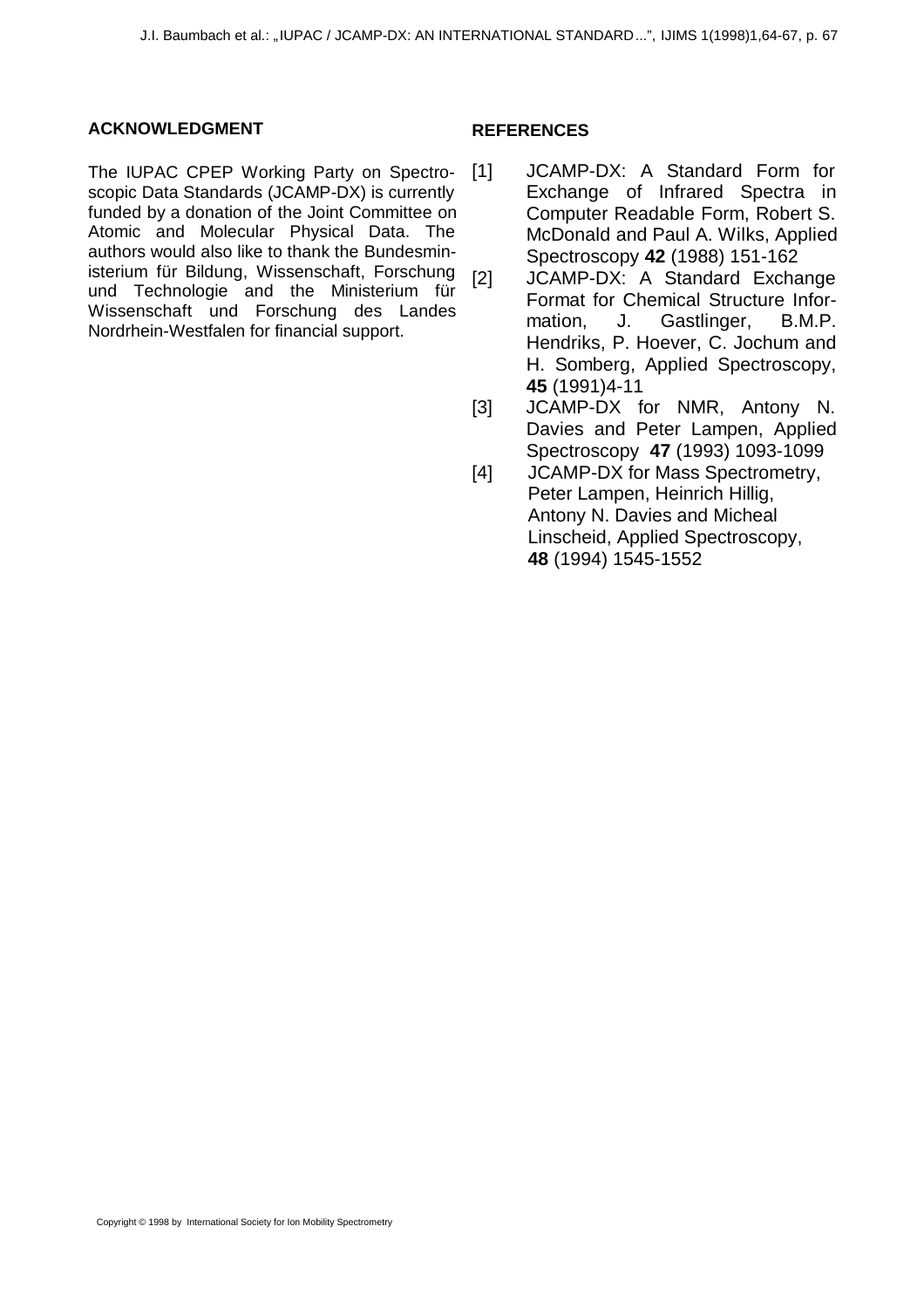## ACKNOWLEDGMENT

The IUPAC CPEP Working Party on Spectroscopic Data Standards (JCAMP-DX) is currently funded by a donation of the Joint Committee on Atomic and Molecular Physical Data. The authors would also like to thank the Bundesministerium für Bildung, Wissenschaft, Forschung und Technologie and the Ministerium für Wissenschaft und Forschung des Landes Nordrhein-Westfalen for financial support.

## REFERENCES

[1] JCAMP-DX: A Standard Form for Exchange of Infrared Spectra in Computer Readable Form, Robert S. McDonald and Paul A. Wilks, Applied Spectroscopy **42** (1988) 151-162

[2] JCAMP-DX: A Standard Exchange Format for Chemical Structure Information, J. Gastlinger, B.M.P. Hendriks, P. Hoever, C. Jochum and H. Somberg, Applied Spectroscopy, **45** (1991)4-11

[3] JCAMP-DX for NMR, Antony N. Davies and Peter Lampen, Applied Spectroscopy **47** (1993) 1093-1099

[4] JCAMP-DX for Mass Spectrometry, Peter Lampen, Heinrich Hillig, Antony N. Davies and Micheal Linscheid, Applied Spectroscopy, **48** (1994) 1545-1552

Copyright © 1998 by International Society for Ion Mobility Spectrometry